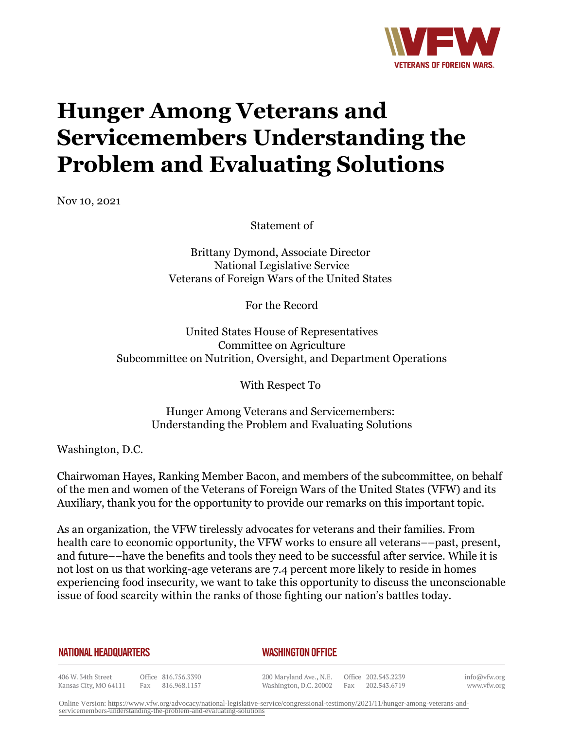# Hunger Among Veterans and Servicemembers Understanding the Problem and Evaluating Solutions

Nov 10, 2021

Statement of

Brittany Dymond, Associate Director
National Legislative Service
Veterans of Foreign Wars of the United States

For the Record

United States House of Representatives
Committee on Agriculture
Subcommittee on Nutrition, Oversight, and Department Operations

With Respect To

Hunger Among Veterans and Servicemembers:
Understanding the Problem and Evaluating Solutions

Washington, D.C.

Chairwoman Hayes, Ranking Member Bacon, and members of the subcommittee, on behalf of the men and women of the Veterans of Foreign Wars of the United States (VFW) and its Auxiliary, thank you for the opportunity to provide our remarks on this important topic.

As an organization, the VFW tirelessly advocates for veterans and their families. From health care to economic opportunity, the VFW works to ensure all veterans––past, present, and future––have the benefits and tools they need to be successful after service. While it is not lost on us that working-age veterans are 7.4 percent more likely to reside in homes experiencing food insecurity, we want to take this opportunity to discuss the unconscionable issue of food scarcity within the ranks of those fighting our nation's battles today.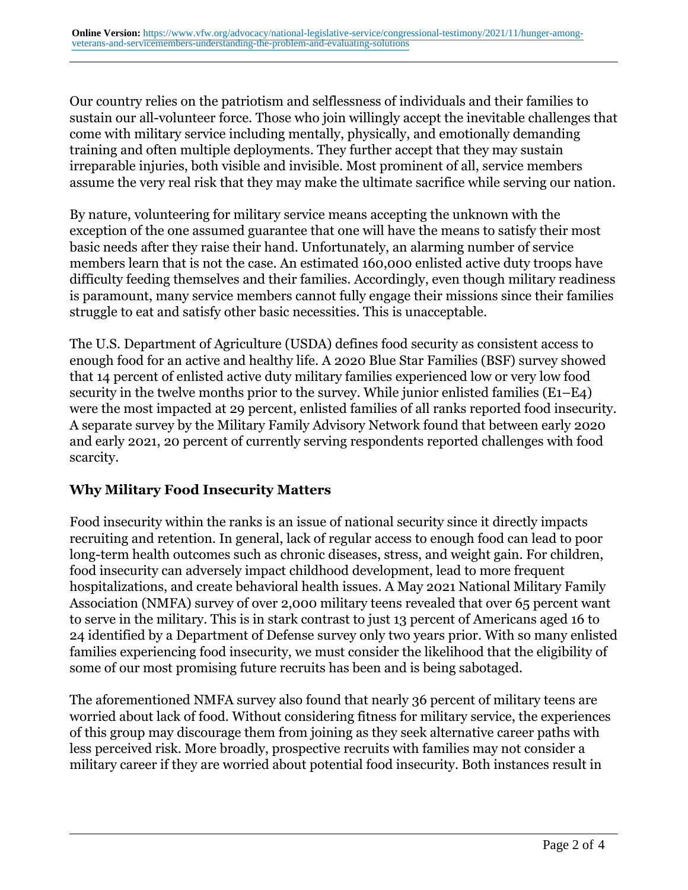Our country relies on the patriotism and selflessness of individuals and their families to sustain our all-volunteer force. Those who join willingly accept the inevitable challenges that come with military service including mentally, physically, and emotionally demanding training and often multiple deployments. They further accept that they may sustain irreparable injuries, both visible and invisible. Most prominent of all, service members assume the very real risk that they may make the ultimate sacrifice while serving our nation.

By nature, volunteering for military service means accepting the unknown with the exception of the one assumed guarantee that one will have the means to satisfy their most basic needs after they raise their hand. Unfortunately, an alarming number of service members learn that is not the case. An estimated 160,000 enlisted active duty troops have difficulty feeding themselves and their families. Accordingly, even though military readiness is paramount, many service members cannot fully engage their missions since their families struggle to eat and satisfy other basic necessities. This is unacceptable.

The U.S. Department of Agriculture (USDA) defines food security as consistent access to enough food for an active and healthy life. A 2020 Blue Star Families (BSF) survey showed that 14 percent of enlisted active duty military families experienced low or very low food security in the twelve months prior to the survey. While junior enlisted families (E1–E4) were the most impacted at 29 percent, enlisted families of all ranks reported food insecurity. A separate survey by the Military Family Advisory Network found that between early 2020 and early 2021, 20 percent of currently serving respondents reported challenges with food scarcity.

## Why Military Food Insecurity Matters

Food insecurity within the ranks is an issue of national security since it directly impacts recruiting and retention. In general, lack of regular access to enough food can lead to poor long-term health outcomes such as chronic diseases, stress, and weight gain. For children, food insecurity can adversely impact childhood development, lead to more frequent hospitalizations, and create behavioral health issues. A May 2021 National Military Family Association (NMFA) survey of over 2,000 military teens revealed that over 65 percent want to serve in the military. This is in stark contrast to just 13 percent of Americans aged 16 to 24 identified by a Department of Defense survey only two years prior. With so many enlisted families experiencing food insecurity, we must consider the likelihood that the eligibility of some of our most promising future recruits has been and is being sabotaged.

The aforementioned NMFA survey also found that nearly 36 percent of military teens are worried about lack of food. Without considering fitness for military service, the experiences of this group may discourage them from joining as they seek alternative career paths with less perceived risk. More broadly, prospective recruits with families may not consider a military career if they are worried about potential food insecurity. Both instances result in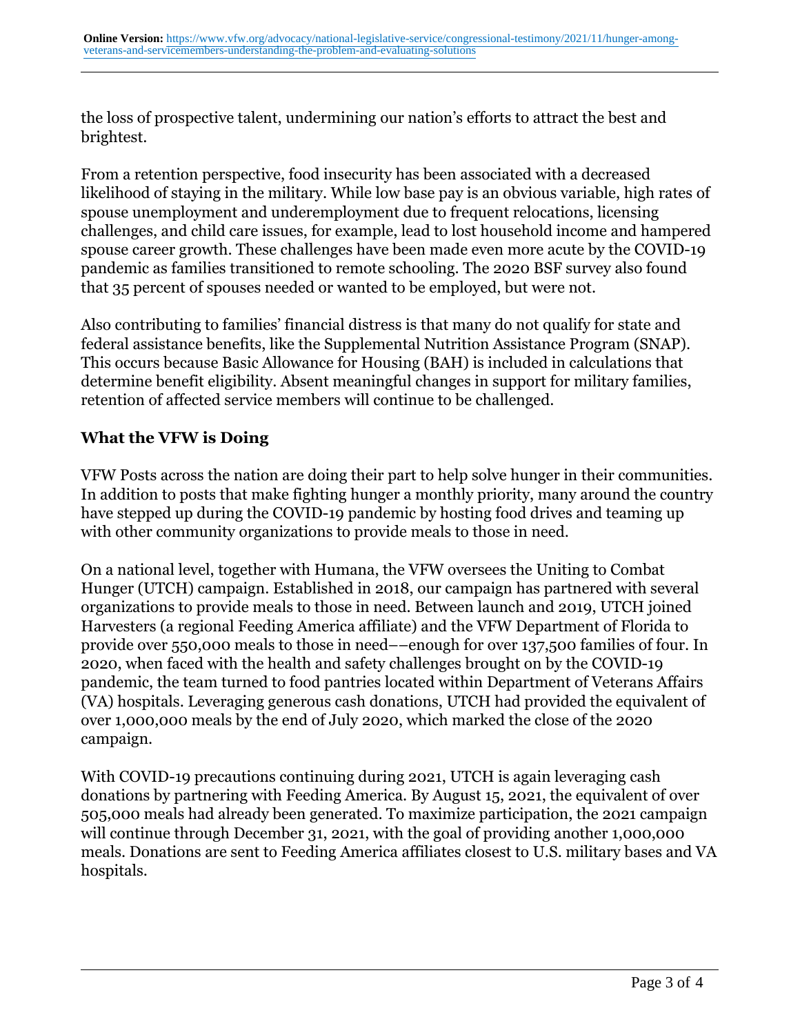the loss of prospective talent, undermining our nation's efforts to attract the best and brightest.

From a retention perspective, food insecurity has been associated with a decreased likelihood of staying in the military. While low base pay is an obvious variable, high rates of spouse unemployment and underemployment due to frequent relocations, licensing challenges, and child care issues, for example, lead to lost household income and hampered spouse career growth. These challenges have been made even more acute by the COVID-19 pandemic as families transitioned to remote schooling. The 2020 BSF survey also found that 35 percent of spouses needed or wanted to be employed, but were not.

Also contributing to families' financial distress is that many do not qualify for state and federal assistance benefits, like the Supplemental Nutrition Assistance Program (SNAP). This occurs because Basic Allowance for Housing (BAH) is included in calculations that determine benefit eligibility. Absent meaningful changes in support for military families, retention of affected service members will continue to be challenged.

## What the VFW is Doing

VFW Posts across the nation are doing their part to help solve hunger in their communities. In addition to posts that make fighting hunger a monthly priority, many around the country have stepped up during the COVID-19 pandemic by hosting food drives and teaming up with other community organizations to provide meals to those in need.

On a national level, together with Humana, the VFW oversees the Uniting to Combat Hunger (UTCH) campaign. Established in 2018, our campaign has partnered with several organizations to provide meals to those in need. Between launch and 2019, UTCH joined Harvesters (a regional Feeding America affiliate) and the VFW Department of Florida to provide over 550,000 meals to those in need––enough for over 137,500 families of four. In 2020, when faced with the health and safety challenges brought on by the COVID-19 pandemic, the team turned to food pantries located within Department of Veterans Affairs (VA) hospitals. Leveraging generous cash donations, UTCH had provided the equivalent of over 1,000,000 meals by the end of July 2020, which marked the close of the 2020 campaign.

With COVID-19 precautions continuing during 2021, UTCH is again leveraging cash donations by partnering with Feeding America. By August 15, 2021, the equivalent of over 505,000 meals had already been generated. To maximize participation, the 2021 campaign will continue through December 31, 2021, with the goal of providing another 1,000,000 meals. Donations are sent to Feeding America affiliates closest to U.S. military bases and VA hospitals.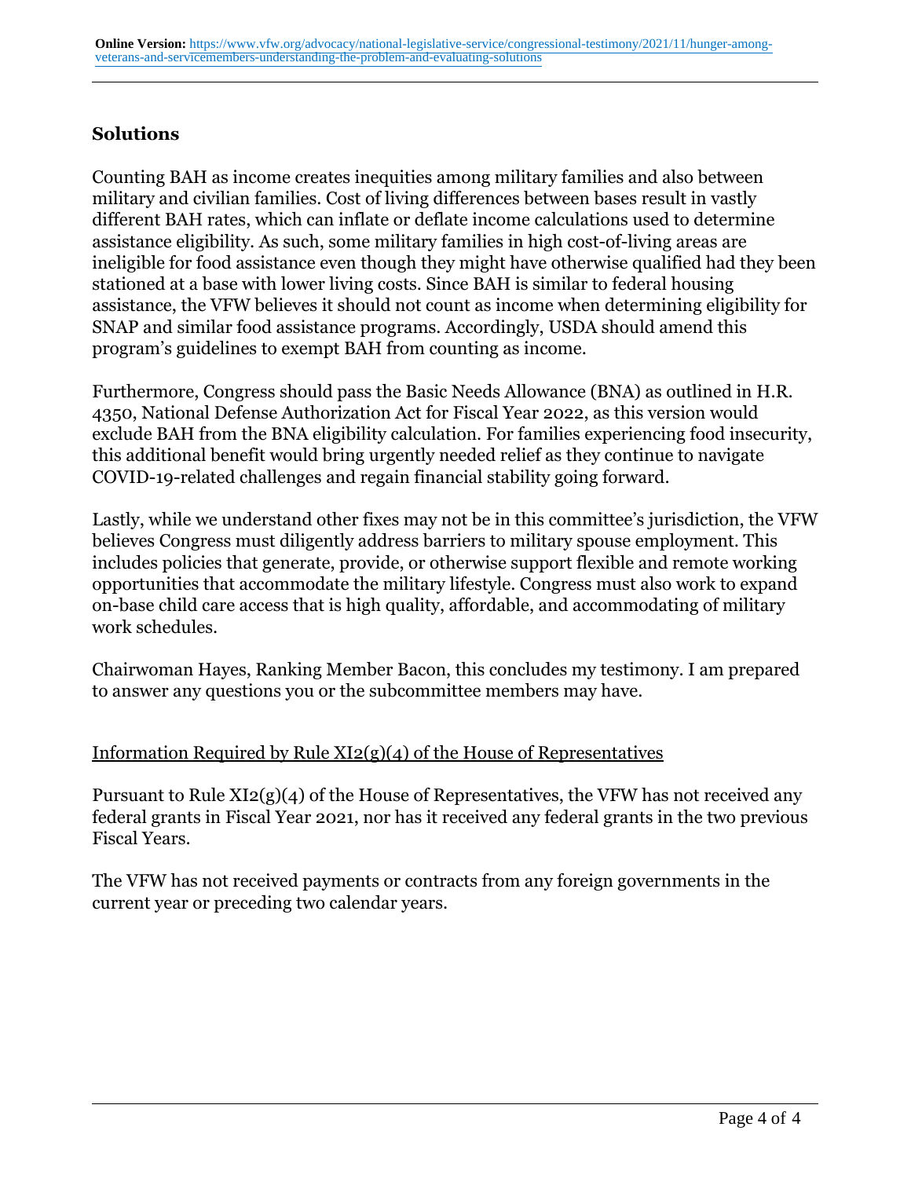## Solutions

Counting BAH as income creates inequities among military families and also between military and civilian families. Cost of living differences between bases result in vastly different BAH rates, which can inflate or deflate income calculations used to determine assistance eligibility. As such, some military families in high cost-of-living areas are ineligible for food assistance even though they might have otherwise qualified had they been stationed at a base with lower living costs. Since BAH is similar to federal housing assistance, the VFW believes it should not count as income when determining eligibility for SNAP and similar food assistance programs. Accordingly, USDA should amend this program's guidelines to exempt BAH from counting as income.

Furthermore, Congress should pass the Basic Needs Allowance (BNA) as outlined in H.R. 4350, National Defense Authorization Act for Fiscal Year 2022, as this version would exclude BAH from the BNA eligibility calculation. For families experiencing food insecurity, this additional benefit would bring urgently needed relief as they continue to navigate COVID-19-related challenges and regain financial stability going forward.

Lastly, while we understand other fixes may not be in this committee's jurisdiction, the VFW believes Congress must diligently address barriers to military spouse employment. This includes policies that generate, provide, or otherwise support flexible and remote working opportunities that accommodate the military lifestyle. Congress must also work to expand on-base child care access that is high quality, affordable, and accommodating of military work schedules.

Chairwoman Hayes, Ranking Member Bacon, this concludes my testimony. I am prepared to answer any questions you or the subcommittee members may have.

<u>Information Required by Rule XI2(g)(4) of the House of Representatives</u>

Pursuant to Rule XI2(g)(4) of the House of Representatives, the VFW has not received any federal grants in Fiscal Year 2021, nor has it received any federal grants in the two previous Fiscal Years.

The VFW has not received payments or contracts from any foreign governments in the current year or preceding two calendar years.